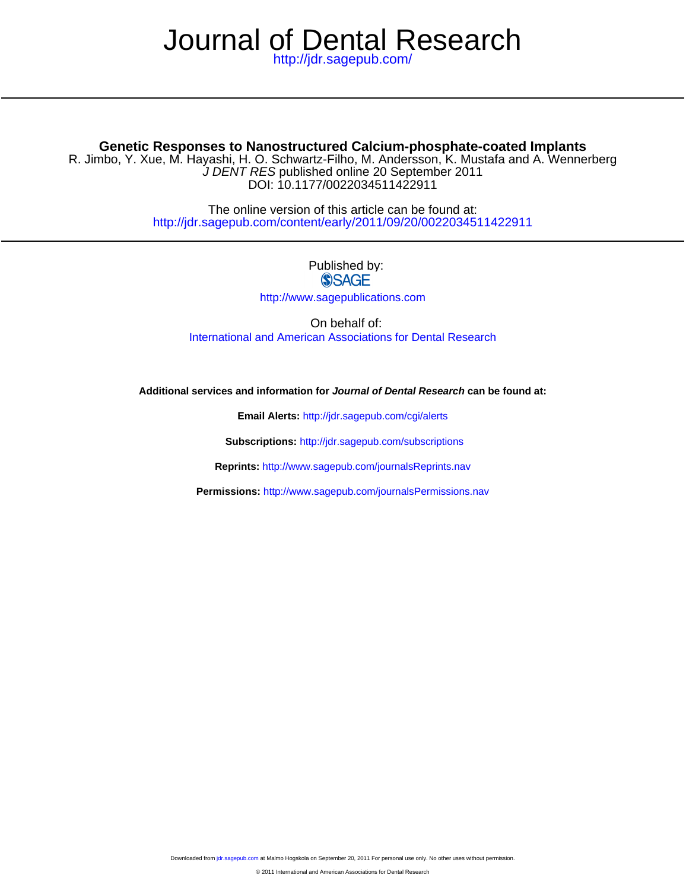# Journal of Dental Research

http://jdr.sagepub.com/

## Genetic Responses to Nanostructured Calcium-phosphate-coated Implants

R. Jimbo, Y. Xue, M. Hayashi, H. O. Schwartz-Filho, M. Andersson, K. Mustafa and A. Wennerberg

*J DENT RES* published online 20 September 2011

DOI: 10.1177/0022034511422911

The online version of this article can be found at:

http://jdr.sagepub.com/content/early/2011/09/20/0022034511422911

Published by:

SAGE

http://www.sagepublications.com

On behalf of:

International and American Associations for Dental Research

**Additional services and information for *Journal of Dental Research* can be found at:**

**Email Alerts:** http://jdr.sagepub.com/cgi/alerts

**Subscriptions:** http://jdr.sagepub.com/subscriptions

**Reprints:** http://www.sagepub.com/journalsReprints.nav

**Permissions:** http://www.sagepub.com/journalsPermissions.nav

Downloaded from jdr.sagepub.com at Malmo Hogskola on September 20, 2011 For personal use only. No other uses without permission.

© 2011 International and American Associations for Dental Research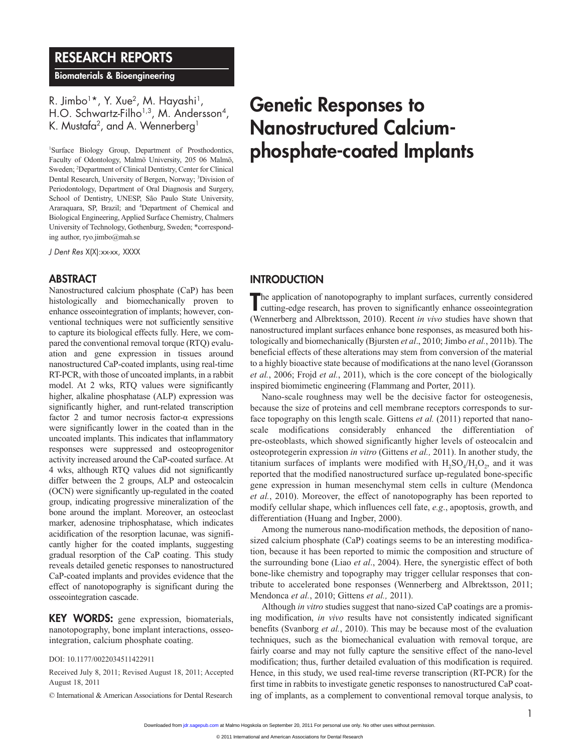RESEARCH REPORTS

Biomaterials & Bioengineering

R. Jimbo[1]*, Y. Xue[2], M. Hayashi[1], H.O. Schwartz-Filho[1,3], M. Andersson[4], K. Mustafa[2], and A. Wennerberg[1]

[1]Surface Biology Group, Department of Prosthodontics, Faculty of Odontology, Malmö University, 205 06 Malmö, Sweden; [2]Department of Clinical Dentistry, Center for Clinical Dental Research, University of Bergen, Norway; [3]Division of Periodontology, Department of Oral Diagnosis and Surgery, School of Dentistry, UNESP, São Paulo State University, Araraquara, SP, Brazil; and [4]Department of Chemical and Biological Engineering, Applied Surface Chemistry, Chalmers University of Technology, Gothenburg, Sweden; *corresponding author, ryo.jimbo@mah.se

*J Dent Res* X(X):xx-xx, XXXX

# Genetic Responses to Nanostructured Calcium-phosphate-coated Implants

## ABSTRACT

Nanostructured calcium phosphate (CaP) has been histologically and biomechanically proven to enhance osseointegration of implants; however, conventional techniques were not sufficiently sensitive to capture its biological effects fully. Here, we compared the conventional removal torque (RTQ) evaluation and gene expression in tissues around nanostructured CaP-coated implants, using real-time RT-PCR, with those of uncoated implants, in a rabbit model. At 2 wks, RTQ values were significantly higher, alkaline phosphatase (ALP) expression was significantly higher, and runt-related transcription factor 2 and tumor necrosis factor-α expressions were significantly lower in the coated than in the uncoated implants. This indicates that inflammatory responses were suppressed and osteoprogenitor activity increased around the CaP-coated surface. At 4 wks, although RTQ values did not significantly differ between the 2 groups, ALP and osteocalcin (OCN) were significantly up-regulated in the coated group, indicating progressive mineralization of the bone around the implant. Moreover, an osteoclast marker, adenosine triphosphatase, which indicates acidification of the resorption lacunae, was significantly higher for the coated implants, suggesting gradual resorption of the CaP coating. This study reveals detailed genetic responses to nanostructured CaP-coated implants and provides evidence that the effect of nanotopography is significant during the osseointegration cascade.

**KEY WORDS:** gene expression, biomaterials, nanotopography, bone implant interactions, osseointegration, calcium phosphate coating.

DOI: 10.1177/0022034511422911

Received July 8, 2011; Revised August 18, 2011; Accepted August 18, 2011

© International & American Associations for Dental Research

## INTRODUCTION

The application of nanotopography to implant surfaces, currently considered cutting-edge research, has proven to significantly enhance osseointegration (Wennerberg and Albrektsson, 2010). Recent *in vivo* studies have shown that nanostructured implant surfaces enhance bone responses, as measured both histologically and biomechanically (Bjursten *et al*., 2010; Jimbo *et al.*, 2011b). The beneficial effects of these alterations may stem from conversion of the material to a highly bioactive state because of modifications at the nano level (Goransson *et al.*, 2006; Frojd *et al.*, 2011), which is the core concept of the biologically inspired biomimetic engineering (Flammang and Porter, 2011).

Nano-scale roughness may well be the decisive factor for osteogenesis, because the size of proteins and cell membrane receptors corresponds to surface topography on this length scale. Gittens *et al.* (2011) reported that nanoscale modifications considerably enhanced the differentiation of pre-osteoblasts, which showed significantly higher levels of osteocalcin and osteoprotegerin expression *in vitro* (Gittens *et al.,* 2011). In another study, the titanium surfaces of implants were modified with $H_2SO_4/H_2O_2$, and it was reported that the modified nanostructured surface up-regulated bone-specific gene expression in human mesenchymal stem cells in culture (Mendonca *et al.*, 2010). Moreover, the effect of nanotopography has been reported to modify cellular shape, which influences cell fate, *e.g*., apoptosis, growth, and differentiation (Huang and Ingber, 2000).

Among the numerous nano-modification methods, the deposition of nano-sized calcium phosphate (CaP) coatings seems to be an interesting modification, because it has been reported to mimic the composition and structure of the surrounding bone (Liao *et al*., 2004). Here, the synergistic effect of both bone-like chemistry and topography may trigger cellular responses that contribute to accelerated bone responses (Wennerberg and Albrektsson, 2011; Mendonca *et al.*, 2010; Gittens *et al.,* 2011).

Although *in vitro* studies suggest that nano-sized CaP coatings are a promising modification, *in vivo* results have not consistently indicated significant benefits (Svanborg *et al.*, 2010). This may be because most of the evaluation techniques, such as the biomechanical evaluation with removal torque, are fairly coarse and may not fully capture the sensitive effect of the nano-level modification; thus, further detailed evaluation of this modification is required. Hence, in this study, we used real-time reverse transcription (RT-PCR) for the first time in rabbits to investigate genetic responses to nanostructured CaP coating of implants, as a complement to conventional removal torque analysis, to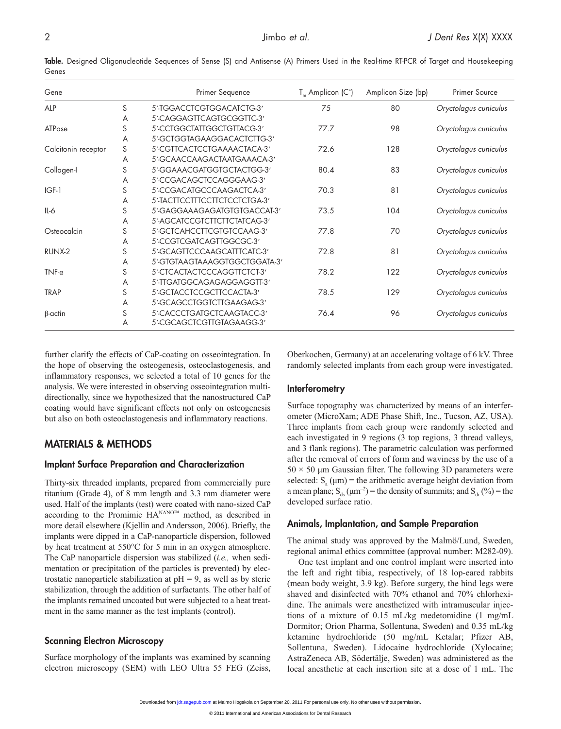**Table.** Designed Oligonucleotide Sequences of Sense (S) and Antisense (A) Primers Used in the Real-time RT-PCR of Target and Housekeeping Genes

| Gene | | Primer Sequence | $T_m$ Amplicon (C°) | Amplicon Size (bp) | Primer Source |
|---|---|---|---|---|---|
| ALP | S | 5′-TGGACCTCGTGGACATCTG-3′ | 75 | 80 | *Oryctolagus cuniculus* |
| | A | 5′-CAGGAGTTCAGTGCGGTTC-3′ | | | |
| ATPase | S | 5′-CCTGGCTATTGGCTGTTACG-3′ | 77.7 | 98 | *Oryctolagus cuniculus* |
| | A | 5′-GCTGGTAGAAGGACACTCTTG-3′ | | | |
| Calcitonin receptor | S | 5′-CGTTCACTCCTGAAAACTACA-3′ | 72.6 | 128 | *Oryctolagus cuniculus* |
| | A | 5′-GCAACCAAGACTAATGAAACA-3′ | | | |
| Collagen-I | S | 5′-GGAAACGATGGTGCTACTGG-3′ | 80.4 | 83 | *Oryctolagus cuniculus* |
| | A | 5′-CCGACAGCTCCAGGGAAG-3′ | | | |
| IGF-1 | S | 5′-CCGACATGCCCAAGACTCA-3′ | 70.3 | 81 | *Oryctolagus cuniculus* |
| | A | 5′-TACTTCCTTTCCTTCTCCTCTGA-3′ | | | |
| IL-6 | S | 5′-GAGGAAAGAGATGTGTGACCAT-3′ | 73.5 | 104 | *Oryctolagus cuniculus* |
| | A | 5′-AGCATCCGTCTTCTTCTATCAG-3′ | | | |
| Osteocalcin | S | 5′-GCTCAHCCTTCGTGTCCAAG-3′ | 77.8 | 70 | *Oryctolagus cuniculus* |
| | A | 5′-CCGTCGATCAGTTGGCGC-3′ | | | |
| RUNX-2 | S | 5′-GCAGTTCCCAAGCATTTCATC-3′ | 72.8 | 81 | *Oryctolagus cuniculus* |
| | A | 5′-GTGTAAGTAAAGGTGGCTGGATA-3′ | | | |
| TNF-α | S | 5′-CTCACTACTCCCAGGTTCTCT-3′ | 78.2 | 122 | *Oryctolagus cuniculus* |
| | A | 5′-TTGATGGCAGAGAGGAGGTT-3′ | | | |
| TRAP | S | 5′-GCTACCTCCGCTTCCACTA-3′ | 78.5 | 129 | *Oryctolagus cuniculus* |
| | A | 5′-GCAGCCTGGTCTTGAAGAG-3′ | | | |
| β-actin | S | 5′-CACCCTGATGCTCAAGTACC-3′ | 76.4 | 96 | *Oryctolagus cuniculus* |
| | A | 5′-CGCAGCTCGTTGTAGAAGG-3′ | | | |

further clarify the effects of CaP-coating on osseointegration. In the hope of observing the osteogenesis, osteoclastogenesis, and inflammatory responses, we selected a total of 10 genes for the analysis. We were interested in observing osseointegration multidirectionally, since we hypothesized that the nanostructured CaP coating would have significant effects not only on osteogenesis but also on both osteoclastogenesis and inflammatory reactions.

## MATERIALS & METHODS

### Implant Surface Preparation and Characterization

Thirty-six threaded implants, prepared from commercially pure titanium (Grade 4), of 8 mm length and 3.3 mm diameter were used. Half of the implants (test) were coated with nano-sized CaP according to the Promimic HA$^{NANO™}$ method, as described in more detail elsewhere (Kjellin and Andersson, 2006). Briefly, the implants were dipped in a CaP-nanoparticle dispersion, followed by heat treatment at 550°C for 5 min in an oxygen atmosphere. The CaP nanoparticle dispersion was stabilized (*i.e.,* when sedimentation or precipitation of the particles is prevented) by electrostatic nanoparticle stabilization at pH = 9, as well as by steric stabilization, through the addition of surfactants. The other half of the implants remained uncoated but were subjected to a heat treatment in the same manner as the test implants (control).

### Scanning Electron Microscopy

Surface morphology of the implants was examined by scanning electron microscopy (SEM) with LEO Ultra 55 FEG (Zeiss, Oberkochen, Germany) at an accelerating voltage of 6 kV. Three randomly selected implants from each group were investigated.

### Interferometry

Surface topography was characterized by means of an interferometer (MicroXam; ADE Phase Shift, Inc., Tucson, AZ, USA). Three implants from each group were randomly selected and each investigated in 9 regions (3 top regions, 3 thread valleys, and 3 flank regions). The parametric calculation was performed after the removal of errors of form and waviness by the use of a 50 × 50 µm Gaussian filter. The following 3D parameters were selected: $S_a$ (µm) = the arithmetic average height deviation from a mean plane; $S_{ds}$ ($\mu m^{-2}$) = the density of summits; and $S_{dr}$ (%) = the developed surface ratio.

### Animals, Implantation, and Sample Preparation

The animal study was approved by the Malmö/Lund, Sweden, regional animal ethics committee (approval number: M282-09).

One test implant and one control implant were inserted into the left and right tibia, respectively, of 18 lop-eared rabbits (mean body weight, 3.9 kg). Before surgery, the hind legs were shaved and disinfected with 70% ethanol and 70% chlorhexidine. The animals were anesthetized with intramuscular injections of a mixture of 0.15 mL/kg medetomidine (1 mg/mL Dormitor; Orion Pharma, Sollentuna, Sweden) and 0.35 mL/kg ketamine hydrochloride (50 mg/mL Ketalar; Pfizer AB, Sollentuna, Sweden). Lidocaine hydrochloride (Xylocaine; AstraZeneca AB, Södertälje, Sweden) was administered as the local anesthetic at each insertion site at a dose of 1 mL. The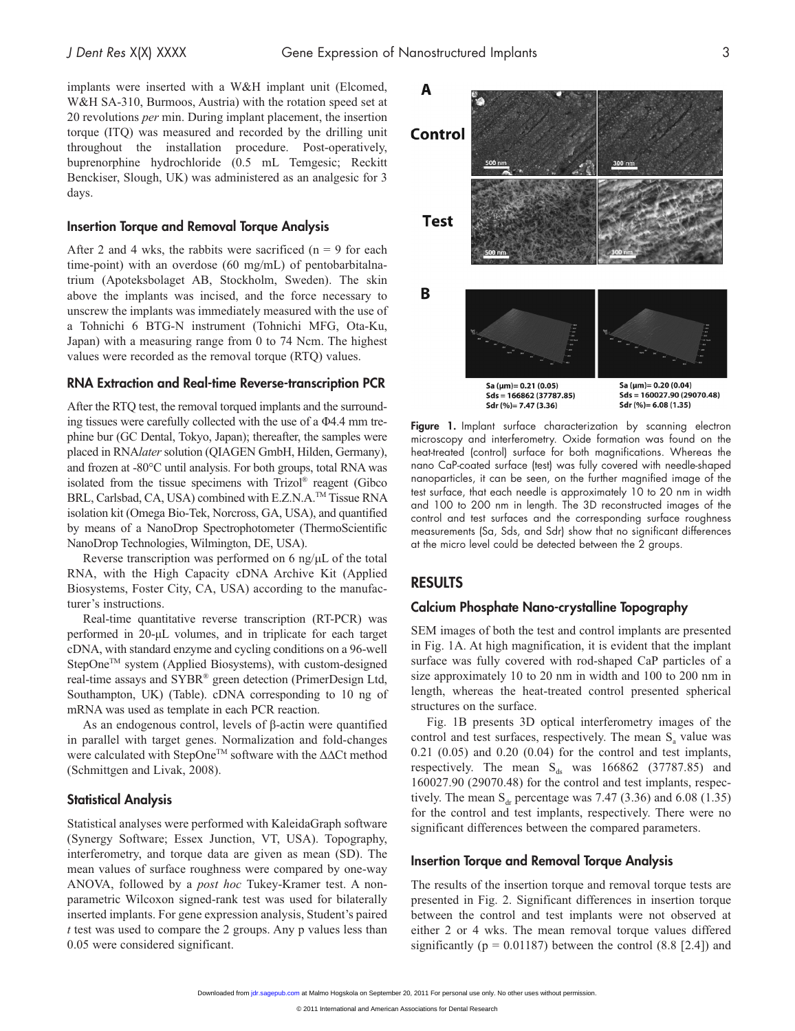implants were inserted with a W&H implant unit (Elcomed, W&H SA-310, Burmoos, Austria) with the rotation speed set at 20 revolutions *per* min. During implant placement, the insertion torque (ITQ) was measured and recorded by the drilling unit throughout the installation procedure. Post-operatively, buprenorphine hydrochloride (0.5 mL Temgesic; Reckitt Benckiser, Slough, UK) was administered as an analgesic for 3 days.

### Insertion Torque and Removal Torque Analysis

After 2 and 4 wks, the rabbits were sacrificed (n = 9 for each time-point) with an overdose (60 mg/mL) of pentobarbitalnatrium (Apoteksbolaget AB, Stockholm, Sweden). The skin above the implants was incised, and the force necessary to unscrew the implants was immediately measured with the use of a Tohnichi 6 BTG-N instrument (Tohnichi MFG, Ota-Ku, Japan) with a measuring range from 0 to 74 Ncm. The highest values were recorded as the removal torque (RTQ) values.

### RNA Extraction and Real-time Reverse-transcription PCR

After the RTQ test, the removal torqued implants and the surrounding tissues were carefully collected with the use of a Φ4.4 mm trephine bur (GC Dental, Tokyo, Japan); thereafter, the samples were placed in RNA*later* solution (QIAGEN GmbH, Hilden, Germany), and frozen at -80°C until analysis. For both groups, total RNA was isolated from the tissue specimens with Trizol® reagent (Gibco BRL, Carlsbad, CA, USA) combined with E.Z.N.A.™ Tissue RNA isolation kit (Omega Bio-Tek, Norcross, GA, USA), and quantified by means of a NanoDrop Spectrophotometer (ThermoScientific NanoDrop Technologies, Wilmington, DE, USA).

Reverse transcription was performed on 6 ng/µL of the total RNA, with the High Capacity cDNA Archive Kit (Applied Biosystems, Foster City, CA, USA) according to the manufacturer's instructions.

Real-time quantitative reverse transcription (RT-PCR) was performed in 20-µL volumes, and in triplicate for each target cDNA, with standard enzyme and cycling conditions on a 96-well StepOne™ system (Applied Biosystems), with custom-designed real-time assays and SYBR® green detection (PrimerDesign Ltd, Southampton, UK) (Table). cDNA corresponding to 10 ng of mRNA was used as template in each PCR reaction.

As an endogenous control, levels of β-actin were quantified in parallel with target genes. Normalization and fold-changes were calculated with StepOne™ software with the ΔΔCt method (Schmittgen and Livak, 2008).

### Statistical Analysis

Statistical analyses were performed with KaleidaGraph software (Synergy Software; Essex Junction, VT, USA). Topography, interferometry, and torque data are given as mean (SD). The mean values of surface roughness were compared by one-way ANOVA, followed by a *post hoc* Tukey-Kramer test. A non-parametric Wilcoxon signed-rank test was used for bilaterally inserted implants. For gene expression analysis, Student's paired *t* test was used to compare the 2 groups. Any p values less than 0.05 were considered significant.

A — Control / Test (500 nm, 300 nm)

B

Sa (µm)= 0.21 (0.05)
Sds = 166862 (37787.85)
Sdr (%)= 7.47 (3.36)

Sa (µm)= 0.20 (0.04)
Sds = 160027.90 (29070.48)
Sdr (%)= 6.08 (1.35)

**Figure 1.** Implant surface characterization by scanning electron microscopy and interferometry. Oxide formation was found on the heat-treated (control) surface for both magnifications. Whereas the nano CaP-coated surface (test) was fully covered with needle-shaped nanoparticles, it can be seen, on the further magnified image of the test surface, that each needle is approximately 10 to 20 nm in width and 100 to 200 nm in length. The 3D reconstructed images of the control and test surfaces and the corresponding surface roughness measurements (Sa, Sds, and Sdr) show that no significant differences at the micro level could be detected between the 2 groups.

## RESULTS

### Calcium Phosphate Nano-crystalline Topography

SEM images of both the test and control implants are presented in Fig. 1A. At high magnification, it is evident that the implant surface was fully covered with rod-shaped CaP particles of a size approximately 10 to 20 nm in width and 100 to 200 nm in length, whereas the heat-treated control presented spherical structures on the surface.

Fig. 1B presents 3D optical interferometry images of the control and test surfaces, respectively. The mean $S_a$ value was 0.21 (0.05) and 0.20 (0.04) for the control and test implants, respectively. The mean $S_{ds}$ was 166862 (37787.85) and 160027.90 (29070.48) for the control and test implants, respectively. The mean $S_{dr}$ percentage was 7.47 (3.36) and 6.08 (1.35) for the control and test implants, respectively. There were no significant differences between the compared parameters.

### Insertion Torque and Removal Torque Analysis

The results of the insertion torque and removal torque tests are presented in Fig. 2. Significant differences in insertion torque between the control and test implants were not observed at either 2 or 4 wks. The mean removal torque values differed significantly ($p = 0.01187$) between the control (8.8 [2.4]) and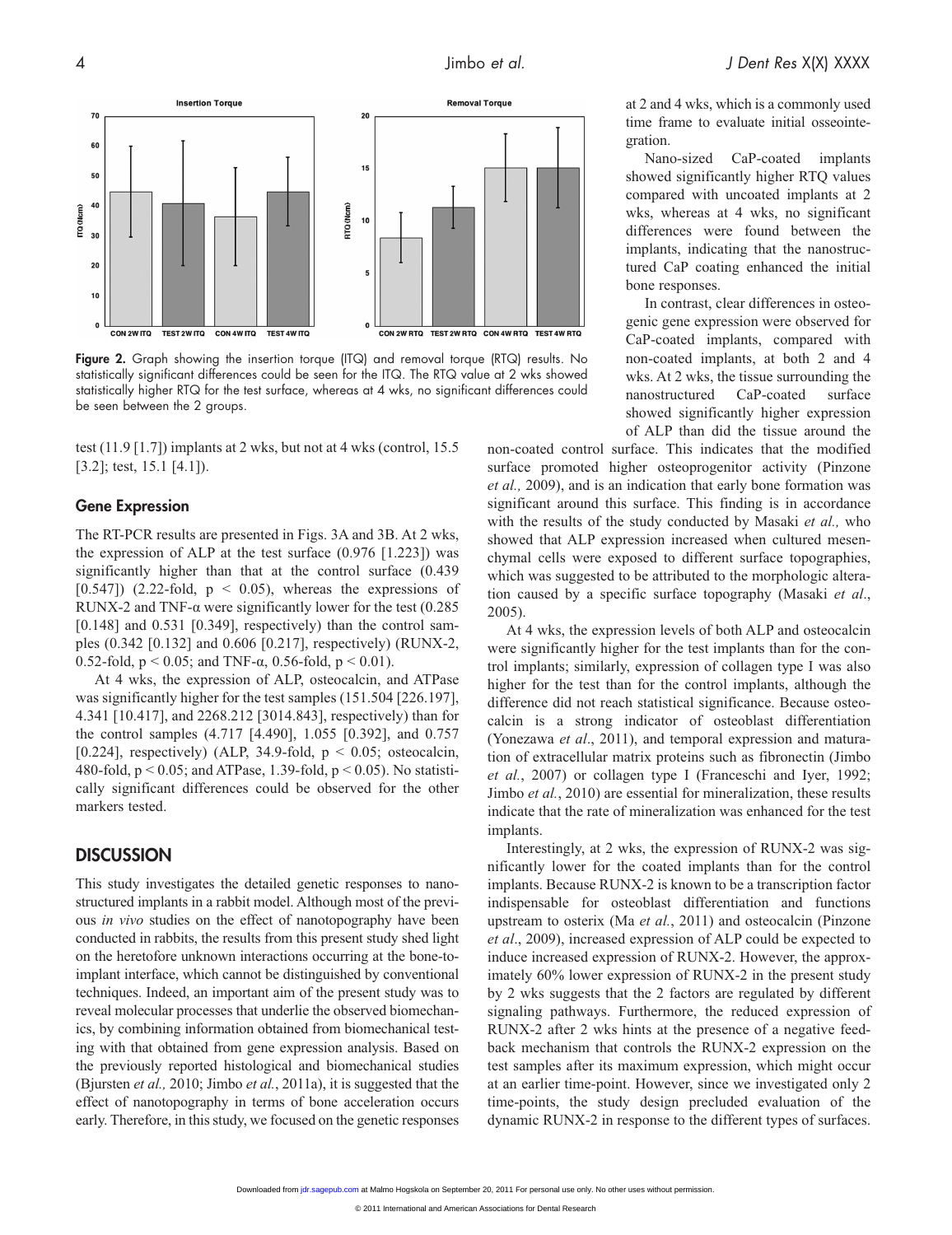Figure 2. Graph showing the insertion torque (ITQ) and removal torque (RTQ) results. No statistically significant differences could be seen for the ITQ. The RTQ value at 2 wks showed statistically higher RTQ for the test surface, whereas at 4 wks, no significant differences could be seen between the 2 groups.

test (11.9 [1.7]) implants at 2 wks, but not at 4 wks (control, 15.5 [3.2]; test, 15.1 [4.1]).

### Gene Expression

The RT-PCR results are presented in Figs. 3A and 3B. At 2 wks, the expression of ALP at the test surface (0.976 [1.223]) was significantly higher than that at the control surface (0.439 [0.547]) (2.22-fold, $p < 0.05$), whereas the expressions of RUNX-2 and TNF-α were significantly lower for the test (0.285 [0.148] and 0.531 [0.349], respectively) than the control samples (0.342 [0.132] and 0.606 [0.217], respectively) (RUNX-2, 0.52-fold, $p < 0.05$; and TNF-α, 0.56-fold, $p < 0.01$).

At 4 wks, the expression of ALP, osteocalcin, and ATPase was significantly higher for the test samples (151.504 [226.197], 4.341 [10.417], and 2268.212 [3014.843], respectively) than for the control samples (4.717 [4.490], 1.055 [0.392], and 0.757 [0.224], respectively) (ALP, 34.9-fold, $p < 0.05$; osteocalcin, 480-fold, $p < 0.05$; and ATPase, 1.39-fold, $p < 0.05$). No statistically significant differences could be observed for the other markers tested.

## DISCUSSION

This study investigates the detailed genetic responses to nanostructured implants in a rabbit model. Although most of the previous *in vivo* studies on the effect of nanotopography have been conducted in rabbits, the results from this present study shed light on the heretofore unknown interactions occurring at the bone-to-implant interface, which cannot be distinguished by conventional techniques. Indeed, an important aim of the present study was to reveal molecular processes that underlie the observed biomechanics, by combining information obtained from biomechanical testing with that obtained from gene expression analysis. Based on the previously reported histological and biomechanical studies (Bjursten *et al.,* 2010; Jimbo *et al.*, 2011a), it is suggested that the effect of nanotopography in terms of bone acceleration occurs early. Therefore, in this study, we focused on the genetic responses at 2 and 4 wks, which is a commonly used time frame to evaluate initial osseointegration.

Nano-sized CaP-coated implants showed significantly higher RTQ values compared with uncoated implants at 2 wks, whereas at 4 wks, no significant differences were found between the implants, indicating that the nanostructured CaP coating enhanced the initial bone responses.

In contrast, clear differences in osteogenic gene expression were observed for CaP-coated implants, compared with non-coated implants, at both 2 and 4 wks. At 2 wks, the tissue surrounding the nanostructured CaP-coated surface showed significantly higher expression of ALP than did the tissue around the non-coated control surface. This indicates that the modified surface promoted higher osteoprogenitor activity (Pinzone *et al.,* 2009), and is an indication that early bone formation was significant around this surface. This finding is in accordance with the results of the study conducted by Masaki *et al.,* who showed that ALP expression increased when cultured mesenchymal cells were exposed to different surface topographies, which was suggested to be attributed to the morphologic alteration caused by a specific surface topography (Masaki *et al*., 2005).

At 4 wks, the expression levels of both ALP and osteocalcin were significantly higher for the test implants than for the control implants; similarly, expression of collagen type I was also higher for the test than for the control implants, although the difference did not reach statistical significance. Because osteocalcin is a strong indicator of osteoblast differentiation (Yonezawa *et al*., 2011), and temporal expression and maturation of extracellular matrix proteins such as fibronectin (Jimbo *et al.*, 2007) or collagen type I (Franceschi and Iyer, 1992; Jimbo *et al.*, 2010) are essential for mineralization, these results indicate that the rate of mineralization was enhanced for the test implants.

Interestingly, at 2 wks, the expression of RUNX-2 was significantly lower for the coated implants than for the control implants. Because RUNX-2 is known to be a transcription factor indispensable for osteoblast differentiation and functions upstream to osterix (Ma *et al.*, 2011) and osteocalcin (Pinzone *et al*., 2009), increased expression of ALP could be expected to induce increased expression of RUNX-2. However, the approximately 60% lower expression of RUNX-2 in the present study by 2 wks suggests that the 2 factors are regulated by different signaling pathways. Furthermore, the reduced expression of RUNX-2 after 2 wks hints at the presence of a negative feedback mechanism that controls the RUNX-2 expression on the test samples after its maximum expression, which might occur at an earlier time-point. However, since we investigated only 2 time-points, the study design precluded evaluation of the dynamic RUNX-2 in response to the different types of surfaces.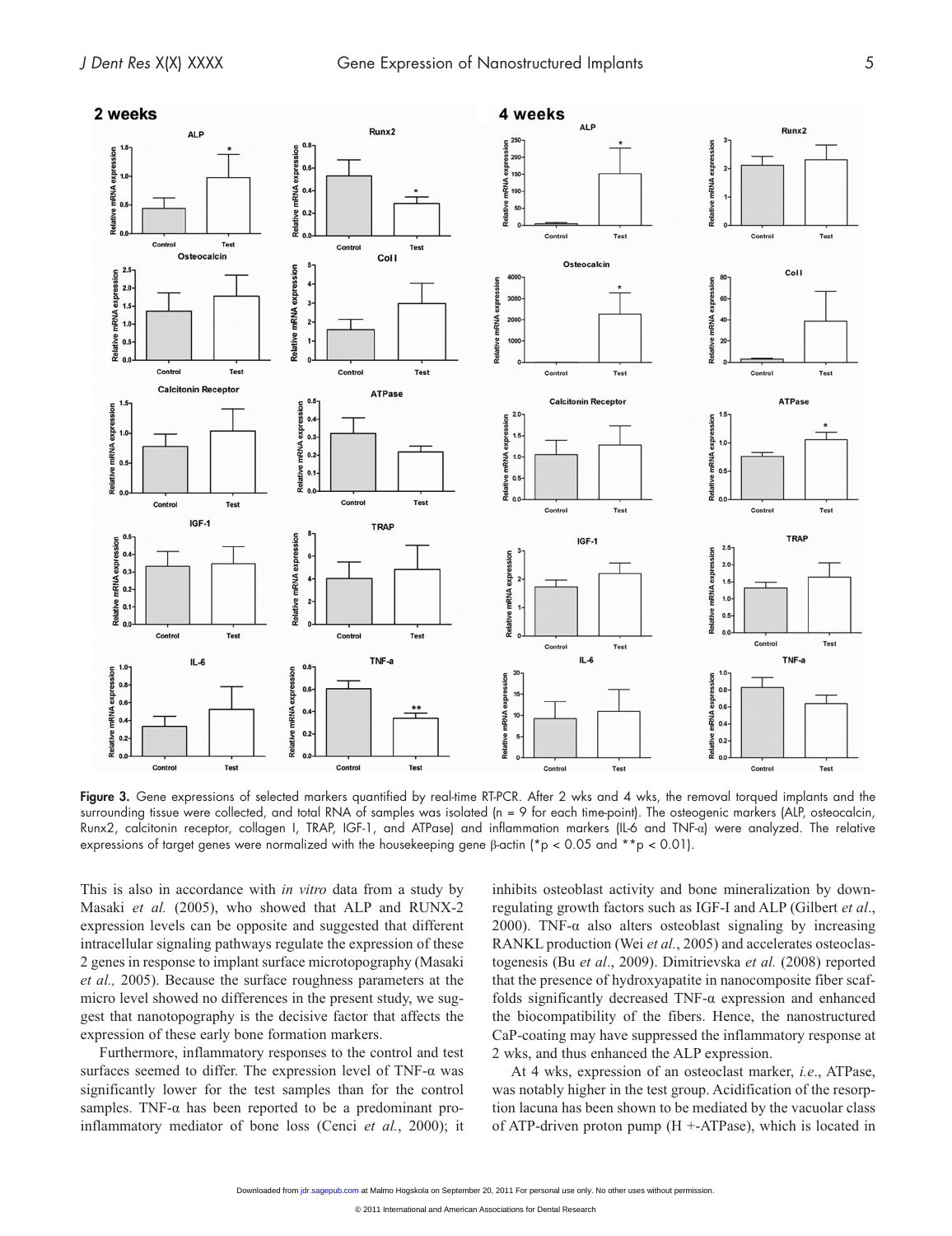Figure 3. Gene expressions of selected markers quantified by real-time RT-PCR. After 2 wks and 4 wks, the removal torqued implants and the surrounding tissue were collected, and total RNA of samples was isolated (n = 9 for each time-point). The osteogenic markers (ALP, osteocalcin, Runx2, calcitonin receptor, collagen I, TRAP, IGF-1, and ATPase) and inflammation markers (IL-6 and TNF-α) were analyzed. The relative expressions of target genes were normalized with the housekeeping gene β-actin (* $p < 0.05$ and ** $p < 0.01$).

This is also in accordance with *in vitro* data from a study by Masaki *et al.* (2005), who showed that ALP and RUNX-2 expression levels can be opposite and suggested that different intracellular signaling pathways regulate the expression of these 2 genes in response to implant surface microtopography (Masaki *et al.,* 2005). Because the surface roughness parameters at the micro level showed no differences in the present study, we suggest that nanotopography is the decisive factor that affects the expression of these early bone formation markers.

Furthermore, inflammatory responses to the control and test surfaces seemed to differ. The expression level of TNF-α was significantly lower for the test samples than for the control samples. TNF-α has been reported to be a predominant pro-inflammatory mediator of bone loss (Cenci *et al.*, 2000); it inhibits osteoblast activity and bone mineralization by down-regulating growth factors such as IGF-I and ALP (Gilbert *et al*., 2000). TNF-α also alters osteoblast signaling by increasing RANKL production (Wei *et al.*, 2005) and accelerates osteoclastogenesis (Bu *et al*., 2009). Dimitrievska *et al.* (2008) reported that the presence of hydroxyapatite in nanocomposite fiber scaffolds significantly decreased TNF-α expression and enhanced the biocompatibility of the fibers. Hence, the nanostructured CaP-coating may have suppressed the inflammatory response at 2 wks, and thus enhanced the ALP expression.

At 4 wks, expression of an osteoclast marker, *i.e*., ATPase, was notably higher in the test group. Acidification of the resorption lacuna has been shown to be mediated by the vacuolar class of ATP-driven proton pump ($H^+$-ATPase), which is located in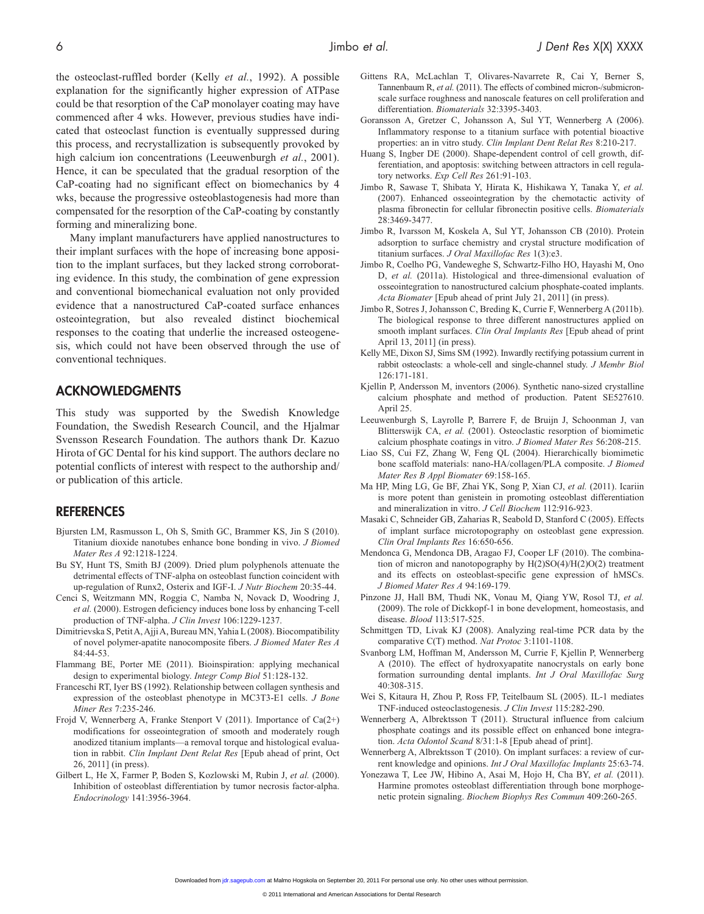the osteoclast-ruffled border (Kelly *et al.*, 1992). A possible explanation for the significantly higher expression of ATPase could be that resorption of the CaP monolayer coating may have commenced after 4 wks. However, previous studies have indicated that osteoclast function is eventually suppressed during this process, and recrystallization is subsequently provoked by high calcium ion concentrations (Leeuwenburgh *et al.*, 2001). Hence, it can be speculated that the gradual resorption of the CaP-coating had no significant effect on biomechanics by 4 wks, because the progressive osteoblastogenesis had more than compensated for the resorption of the CaP-coating by constantly forming and mineralizing bone.

Many implant manufacturers have applied nanostructures to their implant surfaces with the hope of increasing bone apposition to the implant surfaces, but they lacked strong corroborating evidence. In this study, the combination of gene expression and conventional biomechanical evaluation not only provided evidence that a nanostructured CaP-coated surface enhances osteointegration, but also revealed distinct biochemical responses to the coating that underlie the increased osteogenesis, which could not have been observed through the use of conventional techniques.

## ACKNOWLEDGMENTS

This study was supported by the Swedish Knowledge Foundation, the Swedish Research Council, and the Hjalmar Svensson Research Foundation. The authors thank Dr. Kazuo Hirota of GC Dental for his kind support. The authors declare no potential conflicts of interest with respect to the authorship and/or publication of this article.

## REFERENCES

Bjursten LM, Rasmusson L, Oh S, Smith GC, Brammer KS, Jin S (2010). Titanium dioxide nanotubes enhance bone bonding in vivo. *J Biomed Mater Res A* 92:1218-1224.

Bu SY, Hunt TS, Smith BJ (2009). Dried plum polyphenols attenuate the detrimental effects of TNF-alpha on osteoblast function coincident with up-regulation of Runx2, Osterix and IGF-I. *J Nutr Biochem* 20:35-44.

Cenci S, Weitzmann MN, Roggia C, Namba N, Novack D, Woodring J, *et al.* (2000). Estrogen deficiency induces bone loss by enhancing T-cell production of TNF-alpha. *J Clin Invest* 106:1229-1237.

Dimitrievska S, Petit A, Ajji A, Bureau MN, Yahia L (2008). Biocompatibility of novel polymer-apatite nanocomposite fibers. *J Biomed Mater Res A* 84:44-53.

Flammang BE, Porter ME (2011). Bioinspiration: applying mechanical design to experimental biology. *Integr Comp Biol* 51:128-132.

Franceschi RT, Iyer BS (1992). Relationship between collagen synthesis and expression of the osteoblast phenotype in MC3T3-E1 cells. *J Bone Miner Res* 7:235-246.

Frojd V, Wennerberg A, Franke Stenport V (2011). Importance of Ca(2+) modifications for osseointegration of smooth and moderately rough anodized titanium implants—a removal torque and histological evaluation in rabbit. *Clin Implant Dent Relat Res* [Epub ahead of print, Oct 26, 2011] (in press).

Gilbert L, He X, Farmer P, Boden S, Kozlowski M, Rubin J, *et al.* (2000). Inhibition of osteoblast differentiation by tumor necrosis factor-alpha. *Endocrinology* 141:3956-3964.

Gittens RA, McLachlan T, Olivares-Navarrete R, Cai Y, Berner S, Tannenbaum R, *et al.* (2011). The effects of combined micron-/submicron-scale surface roughness and nanoscale features on cell proliferation and differentiation. *Biomaterials* 32:3395-3403.

Goransson A, Gretzer C, Johansson A, Sul YT, Wennerberg A (2006). Inflammatory response to a titanium surface with potential bioactive properties: an in vitro study. *Clin Implant Dent Relat Res* 8:210-217.

Huang S, Ingber DE (2000). Shape-dependent control of cell growth, differentiation, and apoptosis: switching between attractors in cell regulatory networks. *Exp Cell Res* 261:91-103.

Jimbo R, Sawase T, Shibata Y, Hirata K, Hishikawa Y, Tanaka Y, *et al.* (2007). Enhanced osseointegration by the chemotactic activity of plasma fibronectin for cellular fibronectin positive cells. *Biomaterials* 28:3469-3477.

Jimbo R, Ivarsson M, Koskela A, Sul YT, Johansson CB (2010). Protein adsorption to surface chemistry and crystal structure modification of titanium surfaces. *J Oral Maxillofac Res* 1(3):e3.

Jimbo R, Coelho PG, Vandeweghe S, Schwartz-Filho HO, Hayashi M, Ono D, *et al.* (2011a). Histological and three-dimensional evaluation of osseointegration to nanostructured calcium phosphate-coated implants. *Acta Biomater* [Epub ahead of print July 21, 2011] (in press).

Jimbo R, Sotres J, Johansson C, Breding K, Currie F, Wennerberg A (2011b). The biological response to three different nanostructures applied on smooth implant surfaces. *Clin Oral Implants Res* [Epub ahead of print April 13, 2011] (in press).

Kelly ME, Dixon SJ, Sims SM (1992). Inwardly rectifying potassium current in rabbit osteoclasts: a whole-cell and single-channel study. *J Membr Biol* 126:171-181.

Kjellin P, Andersson M, inventors (2006). Synthetic nano-sized crystalline calcium phosphate and method of production. Patent SE527610. April 25.

Leeuwenburgh S, Layrolle P, Barrere F, de Bruijn J, Schoonman J, van Blitterswijk CA, *et al.* (2001). Osteoclastic resorption of biomimetic calcium phosphate coatings in vitro. *J Biomed Mater Res* 56:208-215.

Liao SS, Cui FZ, Zhang W, Feng QL (2004). Hierarchically biomimetic bone scaffold materials: nano-HA/collagen/PLA composite. *J Biomed Mater Res B Appl Biomater* 69:158-165.

Ma HP, Ming LG, Ge BF, Zhai YK, Song P, Xian CJ, *et al.* (2011). Icariin is more potent than genistein in promoting osteoblast differentiation and mineralization in vitro. *J Cell Biochem* 112:916-923.

Masaki C, Schneider GB, Zaharias R, Seabold D, Stanford C (2005). Effects of implant surface microtopography on osteoblast gene expression. *Clin Oral Implants Res* 16:650-656.

Mendonca G, Mendonca DB, Aragao FJ, Cooper LF (2010). The combination of micron and nanotopography by H(2)SO(4)/H(2)O(2) treatment and its effects on osteoblast-specific gene expression of hMSCs. *J Biomed Mater Res A* 94:169-179.

Pinzone JJ, Hall BM, Thudi NK, Vonau M, Qiang YW, Rosol TJ, *et al.* (2009). The role of Dickkopf-1 in bone development, homeostasis, and disease. *Blood* 113:517-525.

Schmittgen TD, Livak KJ (2008). Analyzing real-time PCR data by the comparative C(T) method. *Nat Protoc* 3:1101-1108.

Svanborg LM, Hoffman M, Andersson M, Currie F, Kjellin P, Wennerberg A (2010). The effect of hydroxyapatite nanocrystals on early bone formation surrounding dental implants. *Int J Oral Maxillofac Surg* 40:308-315.

Wei S, Kitaura H, Zhou P, Ross FP, Teitelbaum SL (2005). IL-1 mediates TNF-induced osteoclastogenesis. *J Clin Invest* 115:282-290.

Wennerberg A, Albrektsson T (2011). Structural influence from calcium phosphate coatings and its possible effect on enhanced bone integration. *Acta Odontol Scand* 8/31:1-8 [Epub ahead of print].

Wennerberg A, Albrektsson T (2010). On implant surfaces: a review of current knowledge and opinions. *Int J Oral Maxillofac Implants* 25:63-74.

Yonezawa T, Lee JW, Hibino A, Asai M, Hojo H, Cha BY, *et al.* (2011). Harmine promotes osteoblast differentiation through bone morphogenetic protein signaling. *Biochem Biophys Res Commun* 409:260-265.